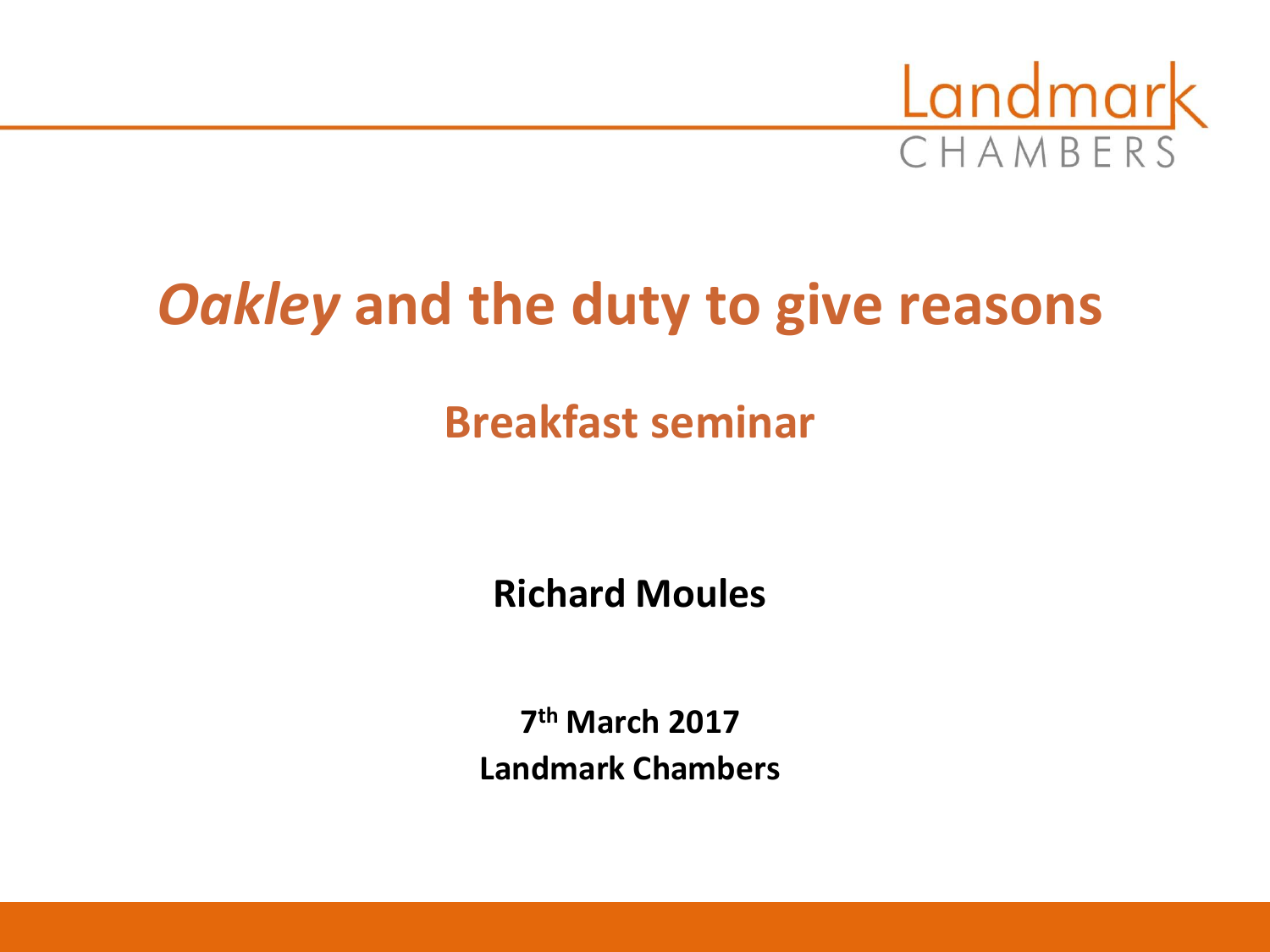Landmark
CHAMBERS

# *Oakley* and the duty to give reasons

## Breakfast seminar

**Richard Moules**

**7th March 2017**
**Landmark Chambers**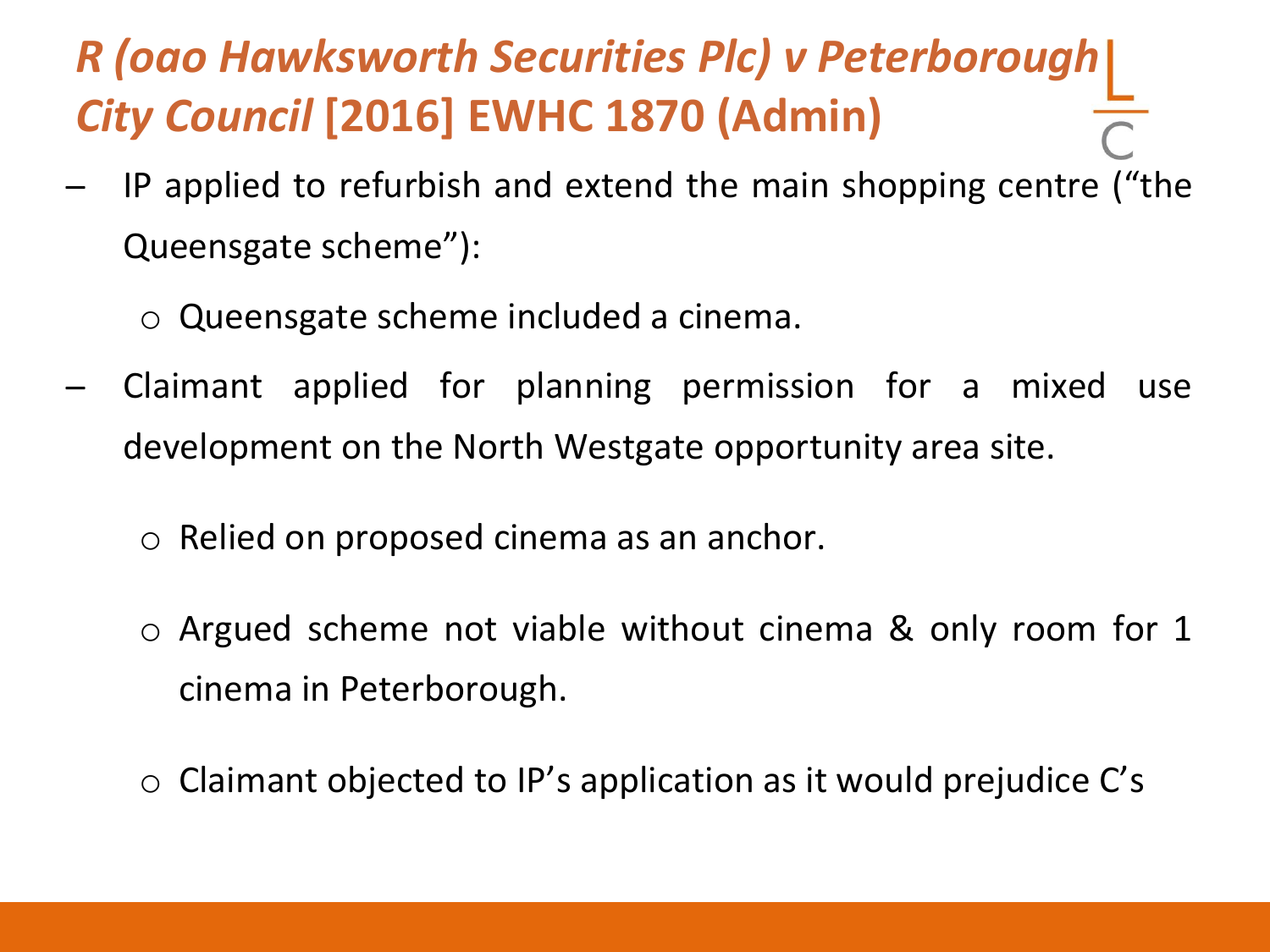# *R (oao Hawksworth Securities Plc) v Peterborough City Council* [2016] EWHC 1870 (Admin)

- IP applied to refurbish and extend the main shopping centre ("the Queensgate scheme"):
  - Queensgate scheme included a cinema.
- Claimant applied for planning permission for a mixed use development on the North Westgate opportunity area site.
  - Relied on proposed cinema as an anchor.
  - Argued scheme not viable without cinema & only room for 1 cinema in Peterborough.
  - Claimant objected to IP's application as it would prejudice C's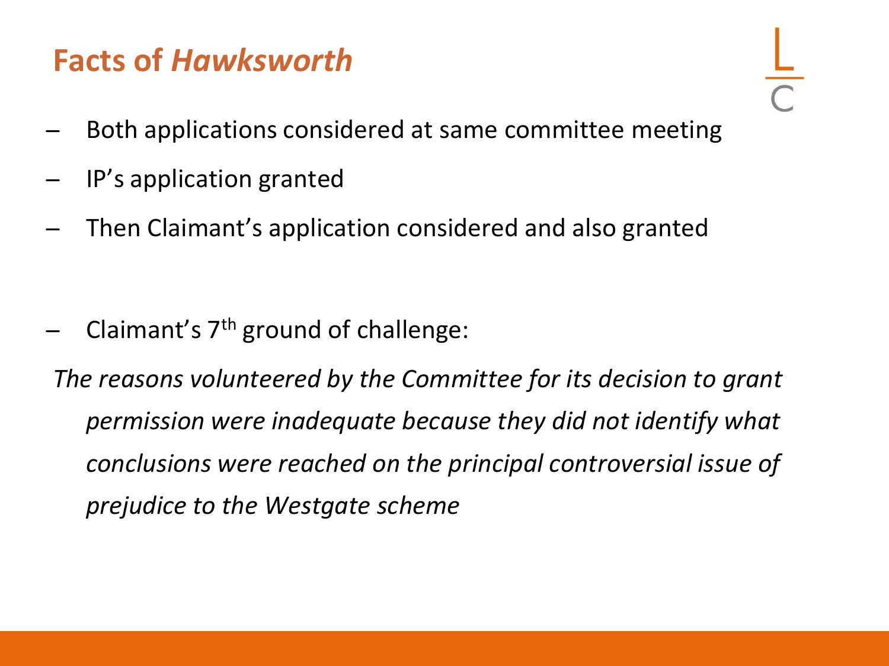# Facts of *Hawksworth*

- Both applications considered at same committee meeting
- IP's application granted
- Then Claimant's application considered and also granted

- Claimant's 7th ground of challenge:

*The reasons volunteered by the Committee for its decision to grant permission were inadequate because they did not identify what conclusions were reached on the principal controversial issue of prejudice to the Westgate scheme*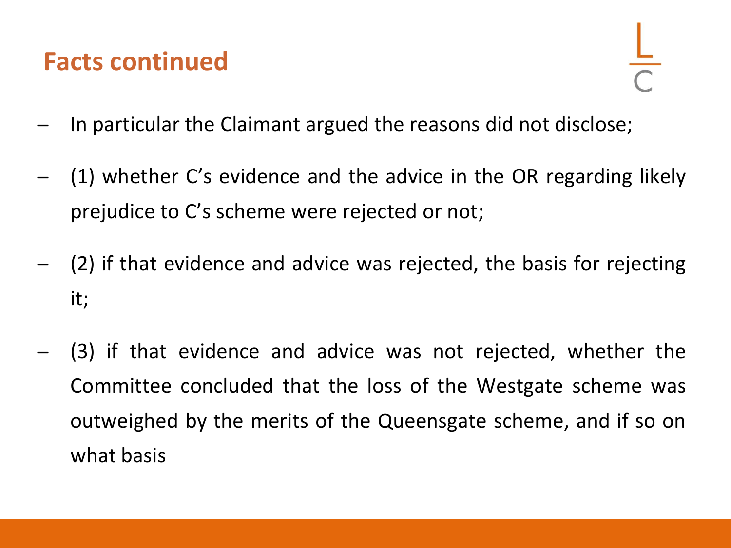## Facts continued

- In particular the Claimant argued the reasons did not disclose;
- (1) whether C's evidence and the advice in the OR regarding likely prejudice to C's scheme were rejected or not;
- (2) if that evidence and advice was rejected, the basis for rejecting it;
- (3) if that evidence and advice was not rejected, whether the Committee concluded that the loss of the Westgate scheme was outweighed by the merits of the Queensgate scheme, and if so on what basis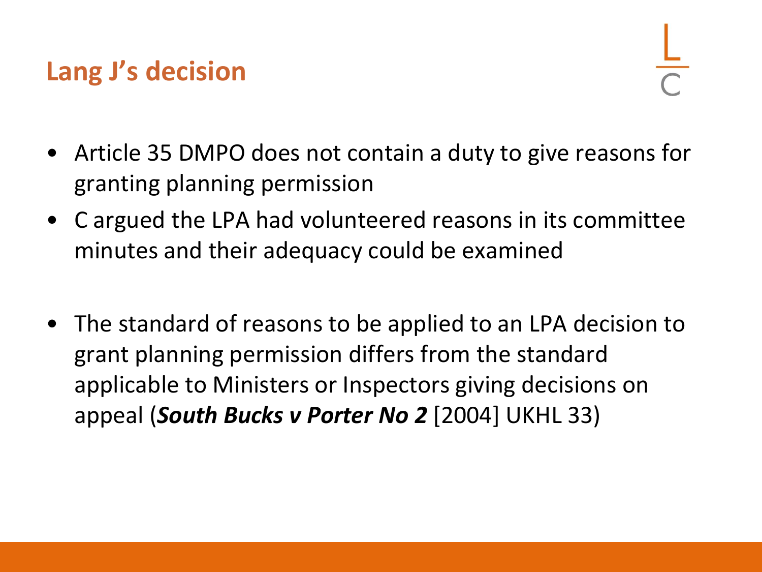## Lang J's decision

- Article 35 DMPO does not contain a duty to give reasons for granting planning permission
- C argued the LPA had volunteered reasons in its committee minutes and their adequacy could be examined

- The standard of reasons to be applied to an LPA decision to grant planning permission differs from the standard applicable to Ministers or Inspectors giving decisions on appeal (***South Bucks v Porter No 2*** [2004] UKHL 33)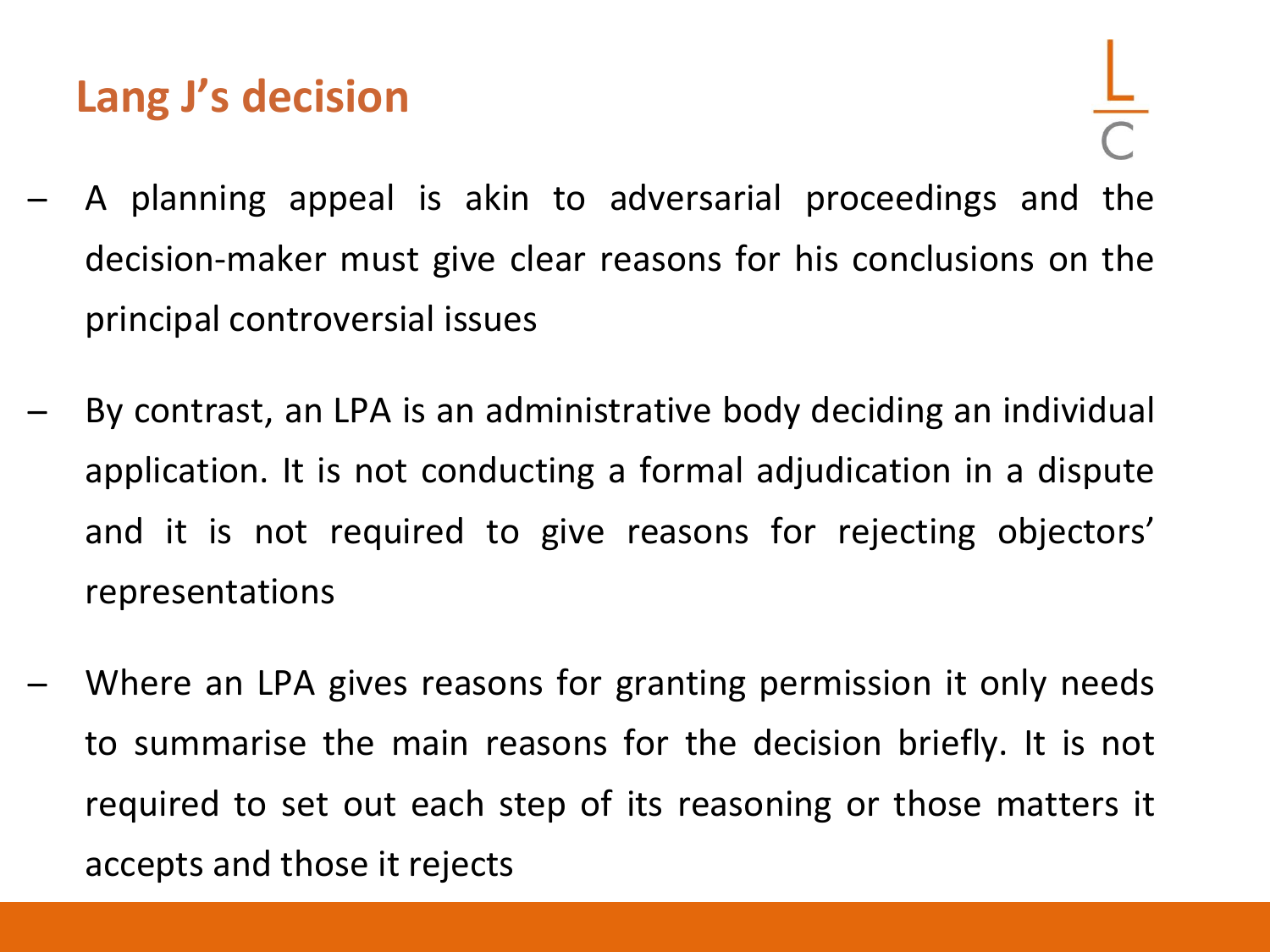## Lang J's decision

- A planning appeal is akin to adversarial proceedings and the decision-maker must give clear reasons for his conclusions on the principal controversial issues
- By contrast, an LPA is an administrative body deciding an individual application. It is not conducting a formal adjudication in a dispute and it is not required to give reasons for rejecting objectors' representations
- Where an LPA gives reasons for granting permission it only needs to summarise the main reasons for the decision briefly. It is not required to set out each step of its reasoning or those matters it accepts and those it rejects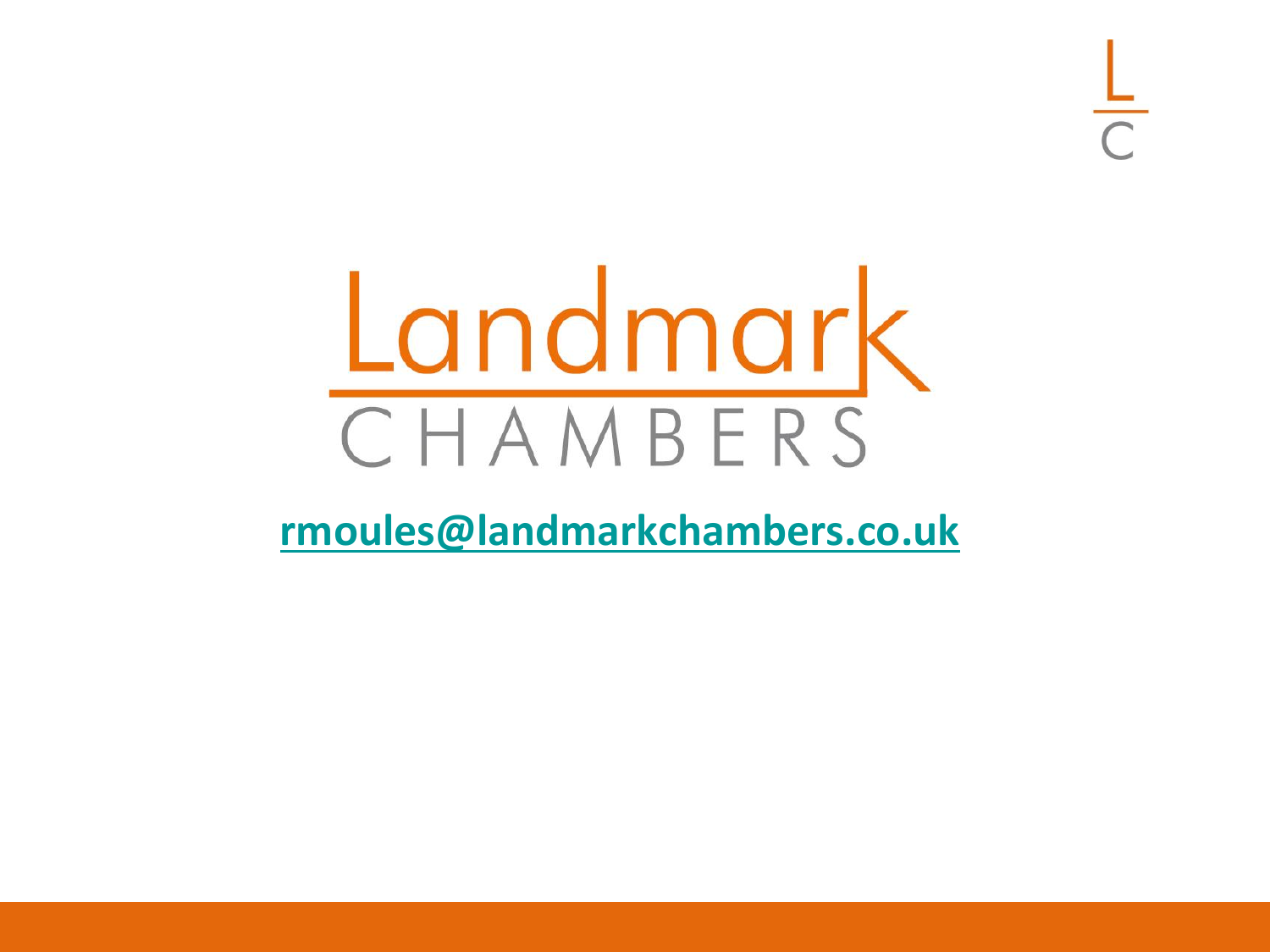Landmark

CHAMBERS

[rmoules@landmarkchambers.co.uk](mailto:rmoules@landmarkchambers.co.uk)